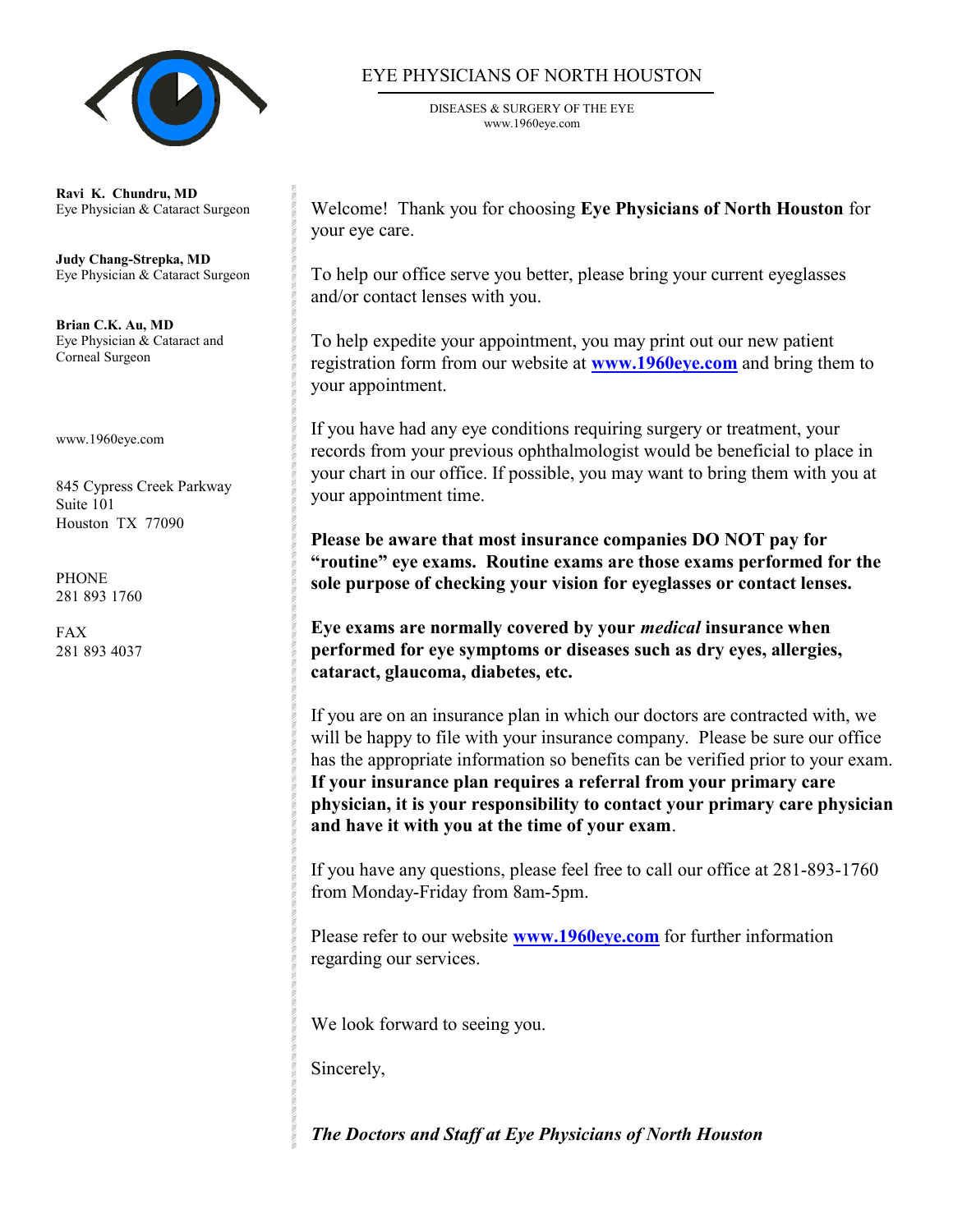# EYE PHYSICIANS OF NORTH HOUSTON

DISEASES & SURGERY OF THE EYE
www.1960eye.com

**Ravi K. Chundru, MD**
Eye Physician & Cataract Surgeon

**Judy Chang-Strepka, MD**
Eye Physician & Cataract Surgeon

**Brian C.K. Au, MD**
Eye Physician & Cataract and Corneal Surgeon

www.1960eye.com

845 Cypress Creek Parkway
Suite 101
Houston TX 77090

PHONE
281 893 1760

FAX
281 893 4037

Welcome! Thank you for choosing **Eye Physicians of North Houston** for your eye care.

To help our office serve you better, please bring your current eyeglasses and/or contact lenses with you.

To help expedite your appointment, you may print out our new patient registration form from our website at **www.1960eye.com** and bring them to your appointment.

If you have had any eye conditions requiring surgery or treatment, your records from your previous ophthalmologist would be beneficial to place in your chart in our office. If possible, you may want to bring them with you at your appointment time.

**Please be aware that most insurance companies DO NOT pay for "routine" eye exams. Routine exams are those exams performed for the sole purpose of checking your vision for eyeglasses or contact lenses.**

**Eye exams are normally covered by your *medical* insurance when performed for eye symptoms or diseases such as dry eyes, allergies, cataract, glaucoma, diabetes, etc.**

If you are on an insurance plan in which our doctors are contracted with, we will be happy to file with your insurance company. Please be sure our office has the appropriate information so benefits can be verified prior to your exam. **If your insurance plan requires a referral from your primary care physician, it is your responsibility to contact your primary care physician and have it with you at the time of your exam**.

If you have any questions, please feel free to call our office at 281-893-1760 from Monday-Friday from 8am-5pm.

Please refer to our website **www.1960eye.com** for further information regarding our services.

We look forward to seeing you.

Sincerely,

***The Doctors and Staff at Eye Physicians of North Houston***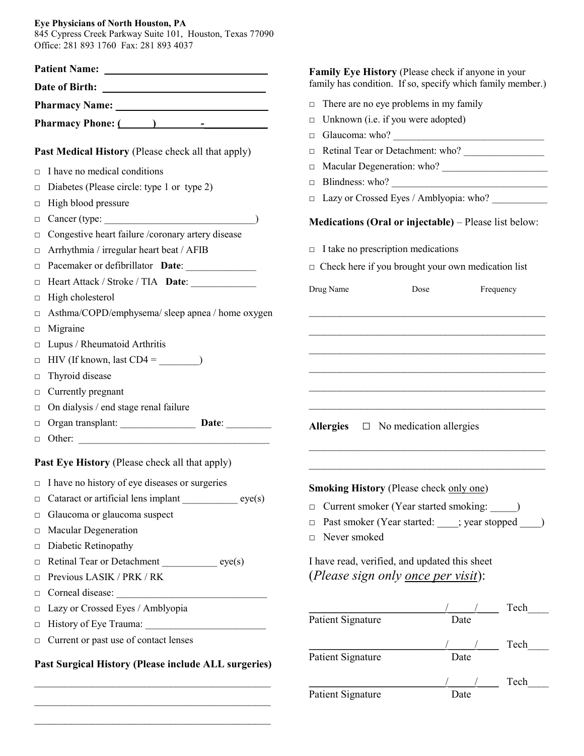**Eye Physicians of North Houston, PA**
845 Cypress Creek Parkway Suite 101, Houston, Texas 77090
Office: 281 893 1760 Fax: 281 893 4037

**Patient Name:** ______________________________

**Date of Birth:** ______________________________

**Pharmacy Name:** ______________________________

**Pharmacy Phone:** (______) __________-____________

**Past Medical History** (Please check all that apply)

- □ I have no medical conditions
- □ Diabetes (Please circle: type 1 or type 2)
- □ High blood pressure
- □ Cancer (type: ______________________________)
- □ Congestive heart failure /coronary artery disease
- □ Arrhythmia / irregular heart beat / AFIB
- □ Pacemaker or defibrillator **Date**: ______________
- □ Heart Attack / Stroke / TIA **Date**: _____________
- □ High cholesterol
- □ Asthma/COPD/emphysema/ sleep apnea / home oxygen
- □ Migraine
- □ Lupus / Rheumatoid Arthritis
- □ HIV (If known, last CD4 = ________)
- □ Thyroid disease
- □ Currently pregnant
- □ On dialysis / end stage renal failure
- □ Organ transplant: _______________ **Date**: _________
- □ Other: ______________________________________

**Past Eye History** (Please check all that apply)

- □ I have no history of eye diseases or surgeries
- □ Cataract or artificial lens implant ___________ eye(s)
- □ Glaucoma or glaucoma suspect
- □ Macular Degeneration
- □ Diabetic Retinopathy
- □ Retinal Tear or Detachment ___________ eye(s)
- □ Previous LASIK / PRK / RK
- □ Corneal disease: ______________________________
- □ Lazy or Crossed Eyes / Amblyopia
- □ History of Eye Trauma: ________________________
- □ Current or past use of contact lenses

**Past Surgical History (Please include ALL surgeries)**

_______________________________________________

_______________________________________________

_______________________________________________

**Family Eye History** (Please check if anyone in your family has condition. If so, specify which family member.)

- □ There are no eye problems in my family
- □ Unknown (i.e. if you were adopted)
- □ Glaucoma: who? ______________________________
- □ Retinal Tear or Detachment: who? ________________
- □ Macular Degeneration: who? ____________________
- □ Blindness: who? _____________________________
- □ Lazy or Crossed Eyes / Amblyopia: who? __________

**Medications (Oral or injectable)** – Please list below:

- □ I take no prescription medications
- □ Check here if you brought your own medication list

| Drug Name | Dose | Frequency |
|---|---|---|
| | | |
| | | |
| | | |
| | | |
| | | |
| | | |

**Allergies** □ No medication allergies

_______________________________________________

_______________________________________________

**Smoking History** (Please check only one)

- □ Current smoker (Year started smoking: _____)
- □ Past smoker (Year started: ____; year stopped ____)
- □ Never smoked

I have read, verified, and updated this sheet
(*Please sign only once per visit*):

________________________ ____/____/____ Tech____
Patient Signature Date

________________________ ____/____/____ Tech____
Patient Signature Date

________________________ ____/____/____ Tech____
Patient Signature Date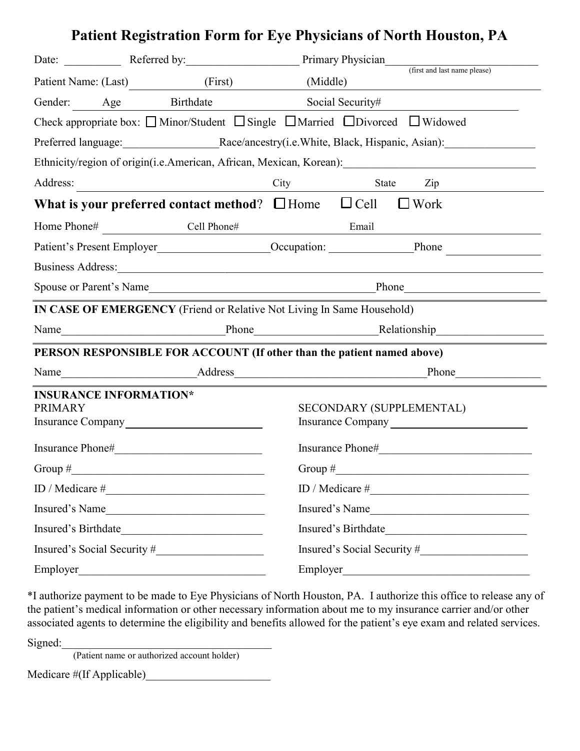# Patient Registration Form for Eye Physicians of North Houston, PA

Date: __________ Referred by:____________________ Primary Physician______________________________
(first and last name please)

Patient Name: (Last) ____________ (First) ____________ (Middle) ____________

Gender: ______ Age ______ Birthdate ______________ Social Security# ____________________

Check appropriate box: ☐ Minor/Student ☐ Single ☐ Married ☐ Divorced ☐ Widowed

Preferred language:_________________Race/ancestry(i.e.White, Black, Hispanic, Asian):________________

Ethnicity/region of origin(i.e.American, African, Mexican, Korean):__________________________________

Address: ______________________________ City ______________ State ______ Zip ____________

**What is your preferred contact method**? ☐ Home ☐ Cell ☐ Work

Home Phone# ______________ Cell Phone# ______________ Email ____________________

Patient's Present Employer____________________Occupation: _______________Phone ________________

Business Address:_________________________________________________________________________

Spouse or Parent's Name________________________________________Phone_______________________

**IN CASE OF EMERGENCY** (Friend or Relative Not Living In Same Household)

Name____________________________Phone_____________________Relationship___________________

**PERSON RESPONSIBLE FOR ACCOUNT (If other than the patient named above)**

Name_______________________Address__________________________________Phone_______________

**INSURANCE INFORMATION***

| PRIMARY | SECONDARY (SUPPLEMENTAL) |
|---|---|
| Insurance Company ________________________ | Insurance Company ________________________ |
| Insurance Phone#__________________________ | Insurance Phone#__________________________ |
| Group #___________________________________ | Group #___________________________________ |
| ID / Medicare #____________________________ | ID / Medicare #____________________________ |
| Insured's Name_____________________________ | Insured's Name_____________________________ |
| Insured's Birthdate_________________________ | Insured's Birthdate_________________________ |
| Insured's Social Security #___________________ | Insured's Social Security #___________________ |
| Employer_________________________________ | Employer_________________________________ |

*I authorize payment to be made to Eye Physicians of North Houston, PA. I authorize this office to release any of the patient's medical information or other necessary information about me to my insurance carrier and/or other associated agents to determine the eligibility and benefits allowed for the patient's eye exam and related services.

Signed:_____________________________________
(Patient name or authorized account holder)

Medicare #(If Applicable)______________________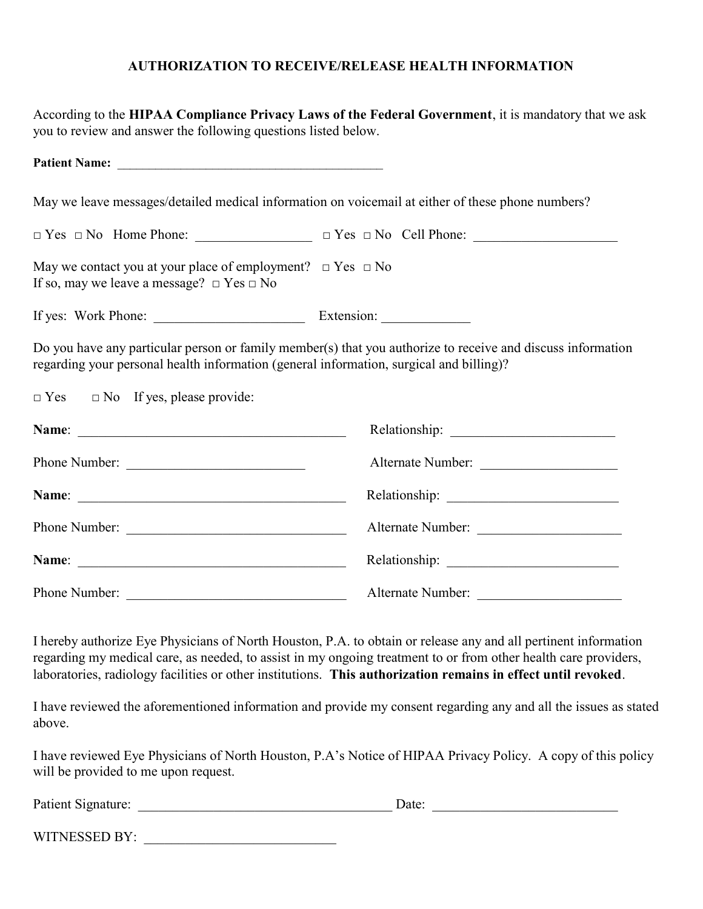## AUTHORIZATION TO RECEIVE/RELEASE HEALTH INFORMATION

According to the **HIPAA Compliance Privacy Laws of the Federal Government**, it is mandatory that we ask you to review and answer the following questions listed below.

**Patient Name:** ___________________________________________

May we leave messages/detailed medical information on voicemail at either of these phone numbers?

□ Yes □ No Home Phone: _________________ □ Yes □ No Cell Phone: _____________________

May we contact you at your place of employment? □ Yes □ No
If so, may we leave a message? □ Yes □ No

If yes: Work Phone: ______________________ Extension: _____________

Do you have any particular person or family member(s) that you authorize to receive and discuss information regarding your personal health information (general information, surgical and billing)?

□ Yes □ No If yes, please provide:

**Name**: ________________________________________ Relationship: ________________________

Phone Number: __________________________ Alternate Number: ____________________

**Name**: ________________________________________ Relationship: _________________________

Phone Number: ________________________________ Alternate Number: _____________________

**Name**: ________________________________________ Relationship: _________________________

Phone Number: ________________________________ Alternate Number: _____________________

I hereby authorize Eye Physicians of North Houston, P.A. to obtain or release any and all pertinent information regarding my medical care, as needed, to assist in my ongoing treatment to or from other health care providers, laboratories, radiology facilities or other institutions. **This authorization remains in effect until revoked**.

I have reviewed the aforementioned information and provide my consent regarding any and all the issues as stated above.

I have reviewed Eye Physicians of North Houston, P.A's Notice of HIPAA Privacy Policy. A copy of this policy will be provided to me upon request.

Patient Signature: ______________________________________ Date: ___________________________

WITNESSED BY: ____________________________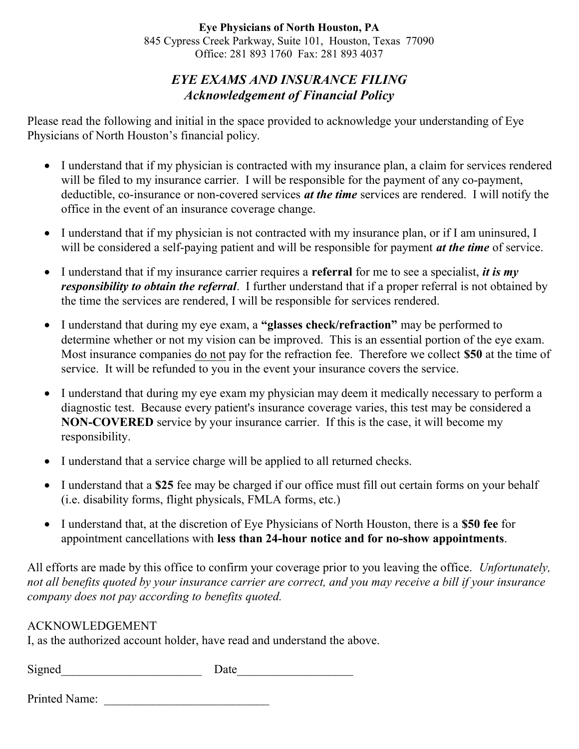**Eye Physicians of North Houston, PA**
845 Cypress Creek Parkway, Suite 101, Houston, Texas 77090
Office: 281 893 1760 Fax: 281 893 4037

## *EYE EXAMS AND INSURANCE FILING*
## *Acknowledgement of Financial Policy*

Please read the following and initial in the space provided to acknowledge your understanding of Eye Physicians of North Houston's financial policy.

- I understand that if my physician is contracted with my insurance plan, a claim for services rendered will be filed to my insurance carrier. I will be responsible for the payment of any co-payment, deductible, co-insurance or non-covered services ***at the time*** services are rendered. I will notify the office in the event of an insurance coverage change.
- I understand that if my physician is not contracted with my insurance plan, or if I am uninsured, I will be considered a self-paying patient and will be responsible for payment ***at the time*** of service.
- I understand that if my insurance carrier requires a **referral** for me to see a specialist, ***it is my responsibility to obtain the referral***. I further understand that if a proper referral is not obtained by the time the services are rendered, I will be responsible for services rendered.
- I understand that during my eye exam, a **"glasses check/refraction"** may be performed to determine whether or not my vision can be improved. This is an essential portion of the eye exam. Most insurance companies do not pay for the refraction fee. Therefore we collect **$50** at the time of service. It will be refunded to you in the event your insurance covers the service.
- I understand that during my eye exam my physician may deem it medically necessary to perform a diagnostic test. Because every patient's insurance coverage varies, this test may be considered a **NON-COVERED** service by your insurance carrier. If this is the case, it will become my responsibility.
- I understand that a service charge will be applied to all returned checks.
- I understand that a **$25** fee may be charged if our office must fill out certain forms on your behalf (i.e. disability forms, flight physicals, FMLA forms, etc.)
- I understand that, at the discretion of Eye Physicians of North Houston, there is a **$50 fee** for appointment cancellations with **less than 24-hour notice and for no-show appointments**.

All efforts are made by this office to confirm your coverage prior to you leaving the office. *Unfortunately, not all benefits quoted by your insurance carrier are correct, and you may receive a bill if your insurance company does not pay according to benefits quoted.*

ACKNOWLEDGEMENT
I, as the authorized account holder, have read and understand the above.

Signed_______________________ Date__________________

Printed Name: ___________________________